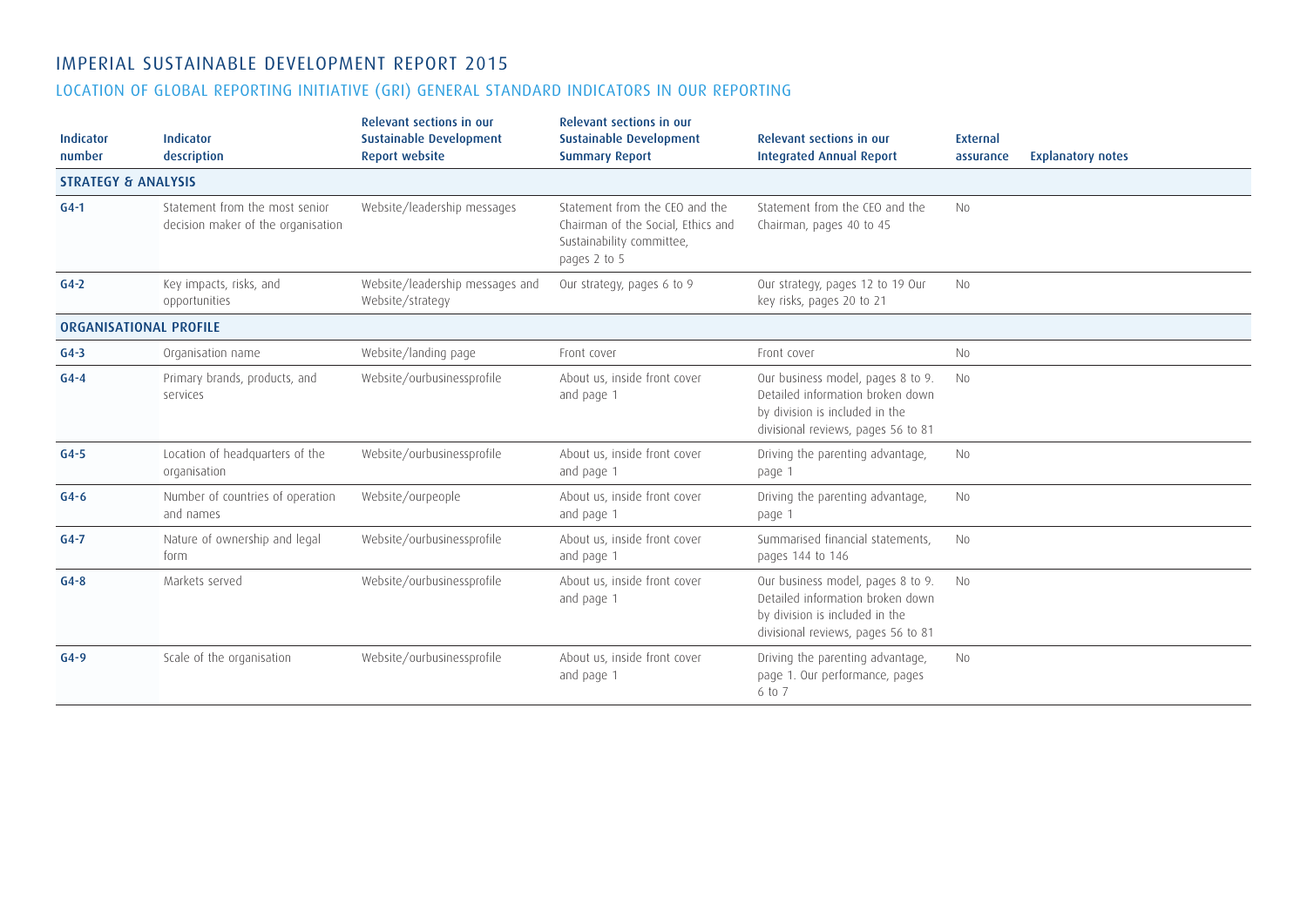# IMPERIAL SUSTAINABLE DEVELOPMENT REPORT 2015

## LOCATION OF GLOBAL REPORTING INITIATIVE (GRI) GENERAL STANDARD INDICATORS IN OUR REPORTING

| Indicator number | Indicator description | Relevant sections in our Sustainable Development Report website | Relevant sections in our Sustainable Development Summary Report | Relevant sections in our Integrated Annual Report | External assurance | Explanatory notes |
|---|---|---|---|---|---|---|
| **STRATEGY & ANALYSIS** | | | | | | |
| G4-1 | Statement from the most senior decision maker of the organisation | Website/leadership messages | Statement from the CEO and the Chairman of the Social, Ethics and Sustainability committee, pages 2 to 5 | Statement from the CEO and the Chairman, pages 40 to 45 | No | |
| G4-2 | Key impacts, risks, and opportunities | Website/leadership messages and Website/strategy | Our strategy, pages 6 to 9 | Our strategy, pages 12 to 19 Our key risks, pages 20 to 21 | No | |
| **ORGANISATIONAL PROFILE** | | | | | | |
| G4-3 | Organisation name | Website/landing page | Front cover | Front cover | No | |
| G4-4 | Primary brands, products, and services | Website/ourbusinessprofile | About us, inside front cover and page 1 | Our business model, pages 8 to 9. Detailed information broken down by division is included in the divisional reviews, pages 56 to 81 | No | |
| G4-5 | Location of headquarters of the organisation | Website/ourbusinessprofile | About us, inside front cover and page 1 | Driving the parenting advantage, page 1 | No | |
| G4-6 | Number of countries of operation and names | Website/ourpeople | About us, inside front cover and page 1 | Driving the parenting advantage, page 1 | No | |
| G4-7 | Nature of ownership and legal form | Website/ourbusinessprofile | About us, inside front cover and page 1 | Summarised financial statements, pages 144 to 146 | No | |
| G4-8 | Markets served | Website/ourbusinessprofile | About us, inside front cover and page 1 | Our business model, pages 8 to 9. Detailed information broken down by division is included in the divisional reviews, pages 56 to 81 | No | |
| G4-9 | Scale of the organisation | Website/ourbusinessprofile | About us, inside front cover and page 1 | Driving the parenting advantage, page 1. Our performance, pages 6 to 7 | No | |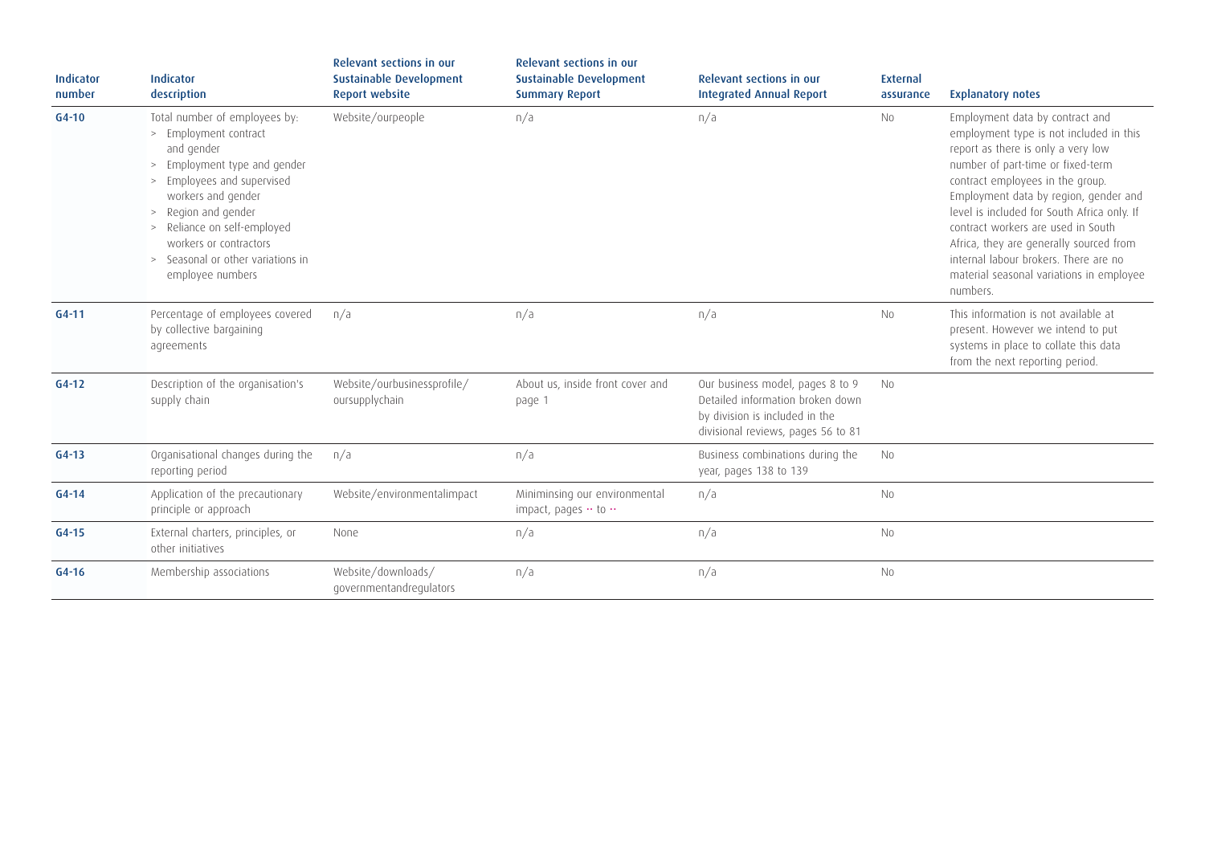| Indicator number | Indicator description | Relevant sections in our Sustainable Development Report website | Relevant sections in our Sustainable Development Summary Report | Relevant sections in our Integrated Annual Report | External assurance | Explanatory notes |
|---|---|---|---|---|---|---|
| G4-10 | Total number of employees by: > Employment contract and gender > Employment type and gender > Employees and supervised workers and gender > Region and gender > Reliance on self-employed workers or contractors > Seasonal or other variations in employee numbers | Website/ourpeople | n/a | n/a | No | Employment data by contract and employment type is not included in this report as there is only a very low number of part-time or fixed-term contract employees in the group. Employment data by region, gender and level is included for South Africa only. If contract workers are used in South Africa, they are generally sourced from internal labour brokers. There are no material seasonal variations in employee numbers. |
| G4-11 | Percentage of employees covered by collective bargaining agreements | n/a | n/a | n/a | No | This information is not available at present. However we intend to put systems in place to collate this data from the next reporting period. |
| G4-12 | Description of the organisation's supply chain | Website/ourbusinessprofile/oursupplychain | About us, inside front cover and page 1 | Our business model, pages 8 to 9 Detailed information broken down by division is included in the divisional reviews, pages 56 to 81 | No | |
| G4-13 | Organisational changes during the reporting period | n/a | n/a | Business combinations during the year, pages 138 to 139 | No | |
| G4-14 | Application of the precautionary principle or approach | Website/environmentalimpact | Miniminsing our environmental impact, pages ·· to ·· | n/a | No | |
| G4-15 | External charters, principles, or other initiatives | None | n/a | n/a | No | |
| G4-16 | Membership associations | Website/downloads/governmentandregulators | n/a | n/a | No | |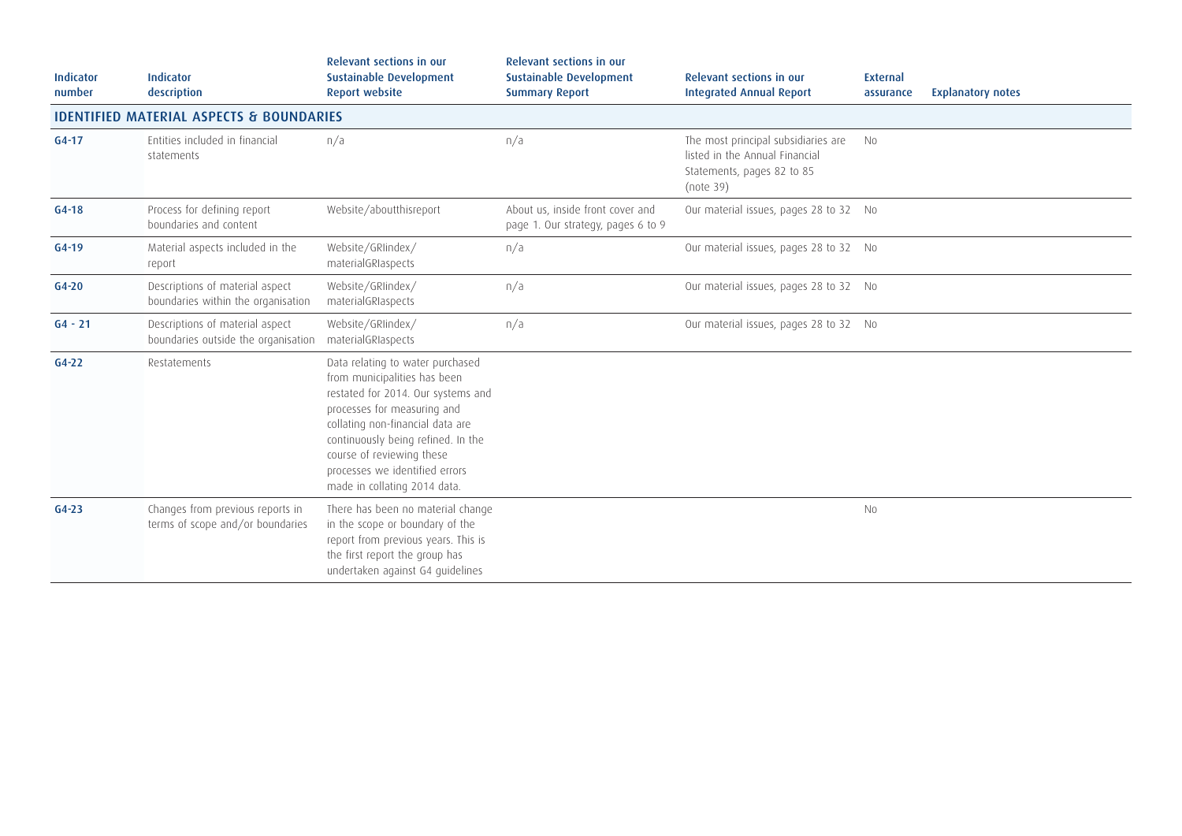| Indicator number | Indicator description | Relevant sections in our Sustainable Development Report website | Relevant sections in our Sustainable Development Summary Report | Relevant sections in our Integrated Annual Report | External assurance | Explanatory notes |
|---|---|---|---|---|---|---|
| **IDENTIFIED MATERIAL ASPECTS & BOUNDARIES** | | | | | | |
| G4-17 | Entities included in financial statements | n/a | n/a | The most principal subsidiaries are listed in the Annual Financial Statements, pages 82 to 85 (note 39) | No | |
| G4-18 | Process for defining report boundaries and content | Website/aboutthisreport | About us, inside front cover and page 1. Our strategy, pages 6 to 9 | Our material issues, pages 28 to 32 | No | |
| G4-19 | Material aspects included in the report | Website/GRIindex/ materialGRIaspects | n/a | Our material issues, pages 28 to 32 | No | |
| G4-20 | Descriptions of material aspect boundaries within the organisation | Website/GRIindex/ materialGRIaspects | n/a | Our material issues, pages 28 to 32 | No | |
| G4 - 21 | Descriptions of material aspect boundaries outside the organisation | Website/GRIindex/ materialGRIaspects | n/a | Our material issues, pages 28 to 32 | No | |
| G4-22 | Restatements | Data relating to water purchased from municipalities has been restated for 2014. Our systems and processes for measuring and collating non-financial data are continuously being refined. In the course of reviewing these processes we identified errors made in collating 2014 data. | | | | |
| G4-23 | Changes from previous reports in terms of scope and/or boundaries | There has been no material change in the scope or boundary of the report from previous years. This is the first report the group has undertaken against G4 guidelines | | | No | |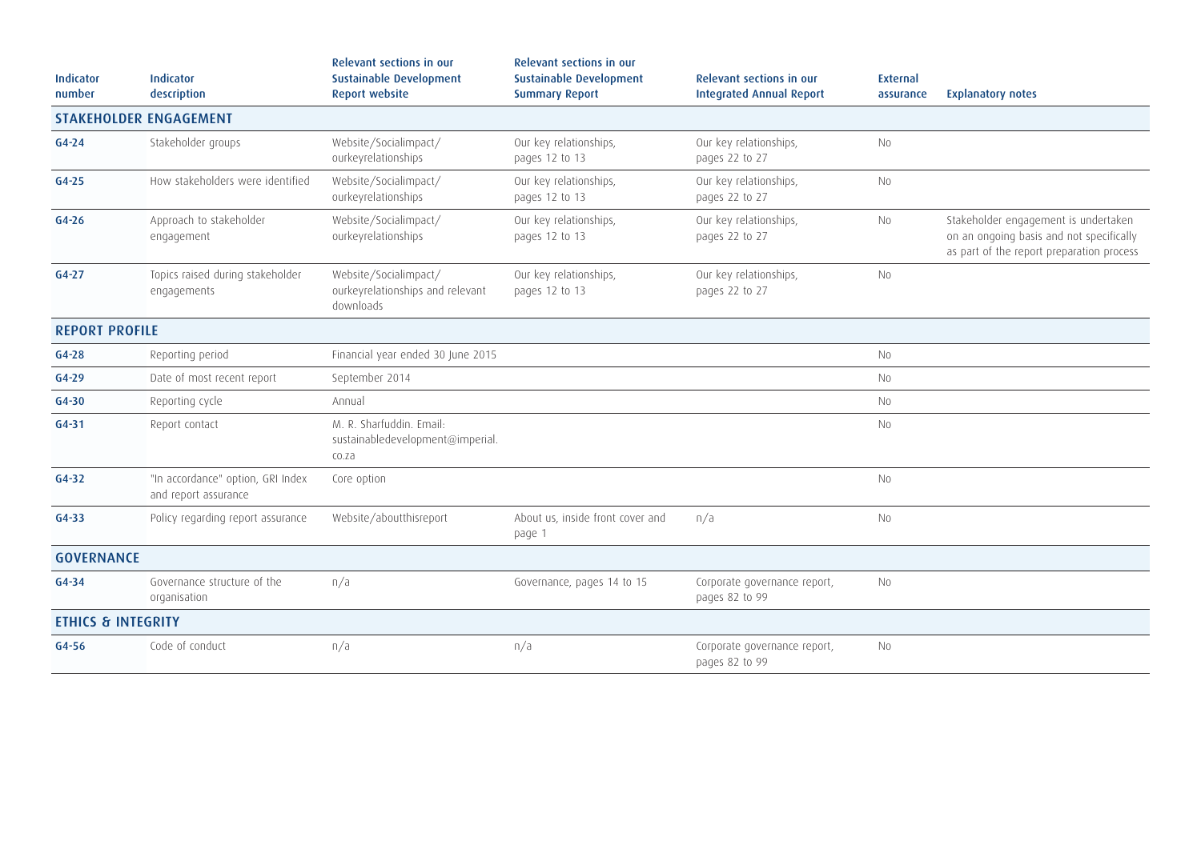| Indicator number | Indicator description | Relevant sections in our Sustainable Development Report website | Relevant sections in our Sustainable Development Summary Report | Relevant sections in our Integrated Annual Report | External assurance | Explanatory notes |
|---|---|---|---|---|---|---|
| **STAKEHOLDER ENGAGEMENT** | | | | | | |
| **G4-24** | Stakeholder groups | Website/Socialimpact/ ourkeyrelationships | Our key relationships, pages 12 to 13 | Our key relationships, pages 22 to 27 | No | |
| **G4-25** | How stakeholders were identified | Website/Socialimpact/ ourkeyrelationships | Our key relationships, pages 12 to 13 | Our key relationships, pages 22 to 27 | No | |
| **G4-26** | Approach to stakeholder engagement | Website/Socialimpact/ ourkeyrelationships | Our key relationships, pages 12 to 13 | Our key relationships, pages 22 to 27 | No | Stakeholder engagement is undertaken on an ongoing basis and not specifically as part of the report preparation process |
| **G4-27** | Topics raised during stakeholder engagements | Website/Socialimpact/ ourkeyrelationships and relevant downloads | Our key relationships, pages 12 to 13 | Our key relationships, pages 22 to 27 | No | |
| **REPORT PROFILE** | | | | | | |
| **G4-28** | Reporting period | Financial year ended 30 June 2015 | | | No | |
| **G4-29** | Date of most recent report | September 2014 | | | No | |
| **G4-30** | Reporting cycle | Annual | | | No | |
| **G4-31** | Report contact | M. R. Sharfuddin. Email: sustainabledevelopment@imperial.co.za | | | No | |
| **G4-32** | "In accordance" option, GRI Index and report assurance | Core option | | | No | |
| **G4-33** | Policy regarding report assurance | Website/aboutthisreport | About us, inside front cover and page 1 | n/a | No | |
| **GOVERNANCE** | | | | | | |
| **G4-34** | Governance structure of the organisation | n/a | Governance, pages 14 to 15 | Corporate governance report, pages 82 to 99 | No | |
| **ETHICS & INTEGRITY** | | | | | | |
| **G4-56** | Code of conduct | n/a | n/a | Corporate governance report, pages 82 to 99 | No | |